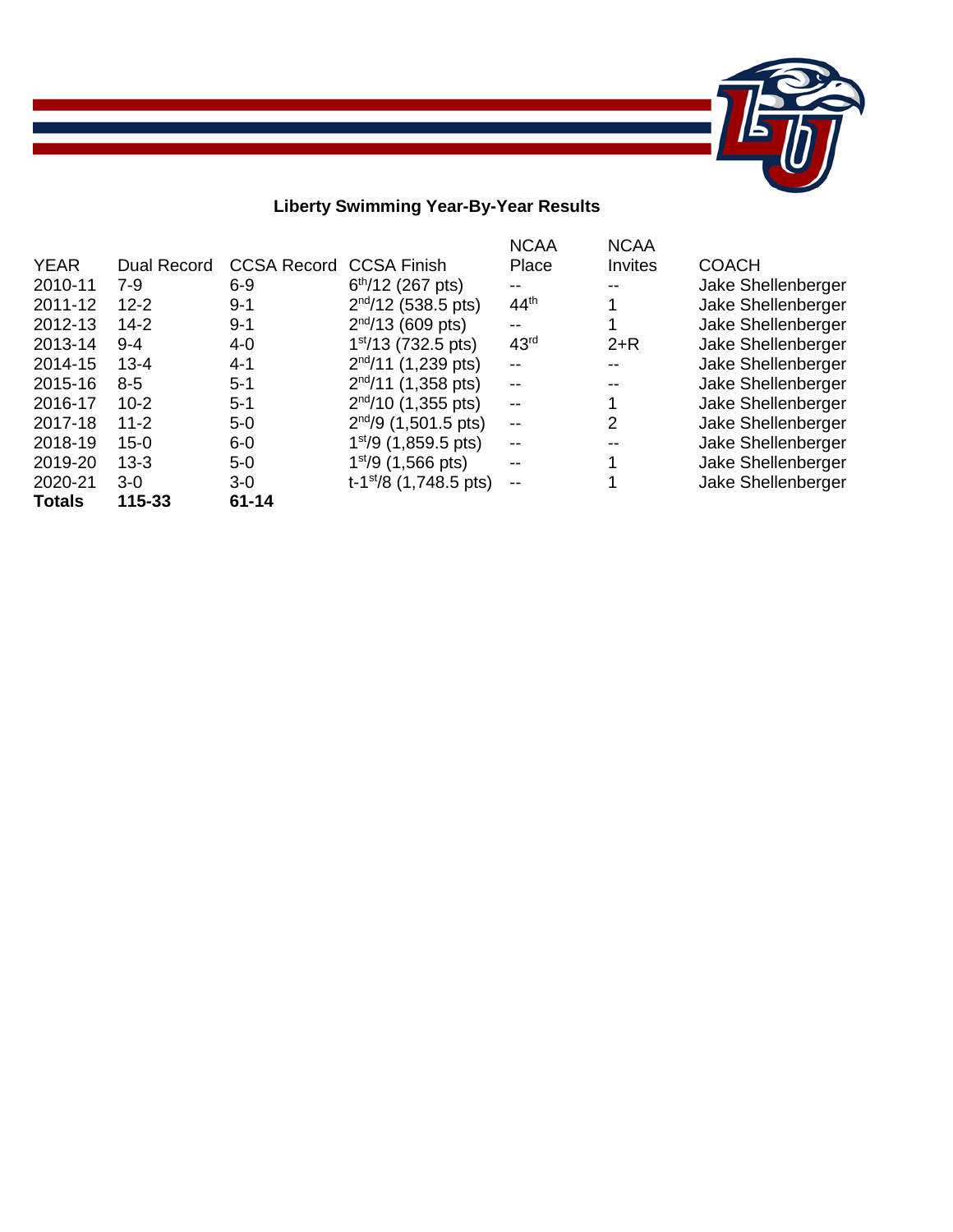## Liberty Swimming Year-By-Year Results

| YEAR | Dual Record | CCSA Record | CCSA Finish | NCAA Place | NCAA Invites | COACH |
|---|---|---|---|---|---|---|
| 2010-11 | 7-9 | 6-9 | 6th/12 (267 pts) | -- | -- | Jake Shellenberger |
| 2011-12 | 12-2 | 9-1 | 2nd/12 (538.5 pts) | 44th | 1 | Jake Shellenberger |
| 2012-13 | 14-2 | 9-1 | 2nd/13 (609 pts) | -- | 1 | Jake Shellenberger |
| 2013-14 | 9-4 | 4-0 | 1st/13 (732.5 pts) | 43rd | 2+R | Jake Shellenberger |
| 2014-15 | 13-4 | 4-1 | 2nd/11 (1,239 pts) | -- | -- | Jake Shellenberger |
| 2015-16 | 8-5 | 5-1 | 2nd/11 (1,358 pts) | -- | -- | Jake Shellenberger |
| 2016-17 | 10-2 | 5-1 | 2nd/10 (1,355 pts) | -- | 1 | Jake Shellenberger |
| 2017-18 | 11-2 | 5-0 | 2nd/9 (1,501.5 pts) | -- | 2 | Jake Shellenberger |
| 2018-19 | 15-0 | 6-0 | 1st/9 (1,859.5 pts) | -- | -- | Jake Shellenberger |
| 2019-20 | 13-3 | 5-0 | 1st/9 (1,566 pts) | -- | 1 | Jake Shellenberger |
| 2020-21 | 3-0 | 3-0 | t-1st/8 (1,748.5 pts) | -- | 1 | Jake Shellenberger |
| **Totals** | **115-33** | **61-14** | | | | |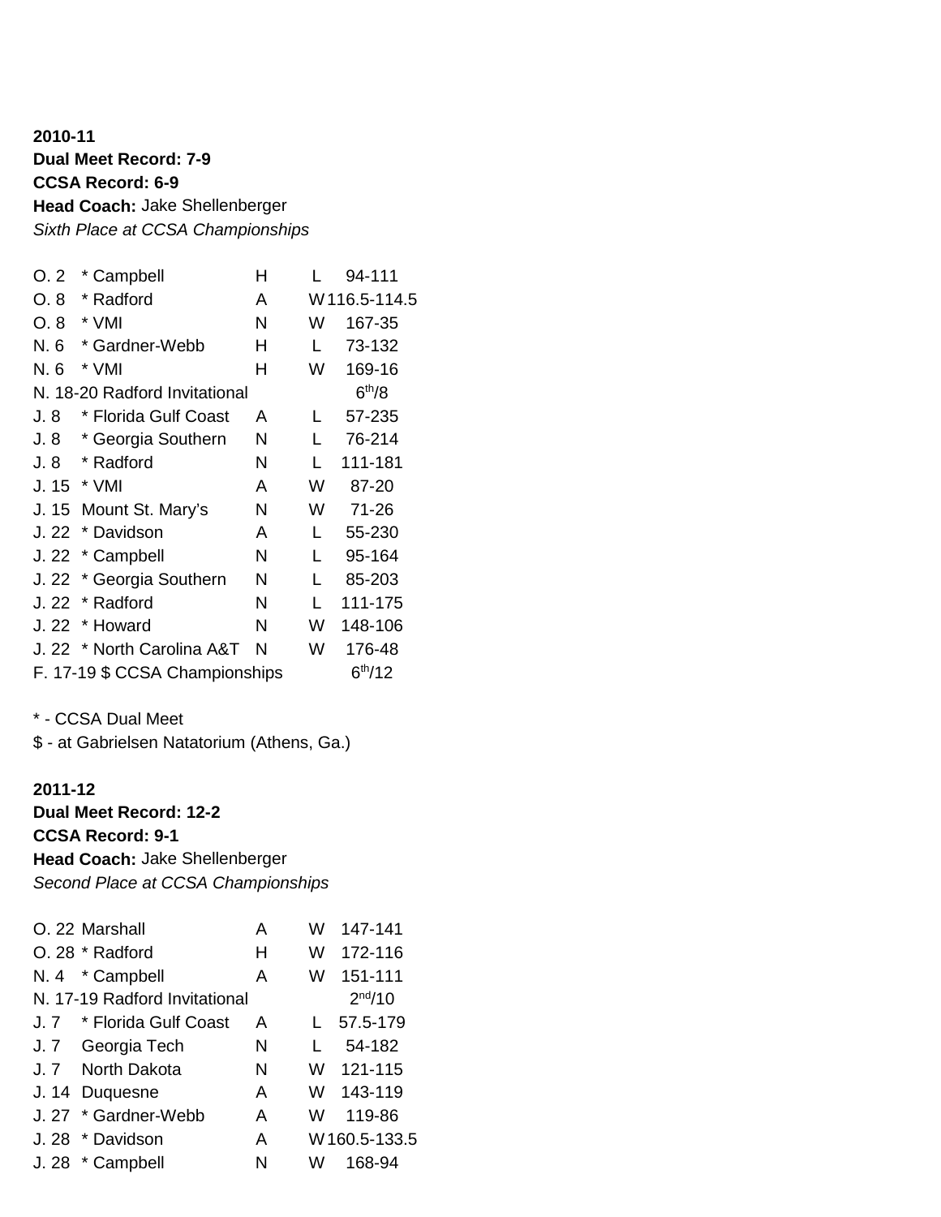**2010-11**

**Dual Meet Record: 7-9**

**CCSA Record: 6-9**

**Head Coach:** Jake Shellenberger

*Sixth Place at CCSA Championships*

| Date | Opponent | Site | Result | Score |
|---|---|---|---|---|
| O. 2 | * Campbell | H | L | 94-111 |
| O. 8 | * Radford | A | W | 116.5-114.5 |
| O. 8 | * VMI | N | W | 167-35 |
| N. 6 | * Gardner-Webb | H | L | 73-132 |
| N. 6 | * VMI | H | W | 169-16 |
| N. 18-20 | Radford Invitational | | | 6th/8 |
| J. 8 | * Florida Gulf Coast | A | L | 57-235 |
| J. 8 | * Georgia Southern | N | L | 76-214 |
| J. 8 | * Radford | N | L | 111-181 |
| J. 15 | * VMI | A | W | 87-20 |
| J. 15 | Mount St. Mary's | N | W | 71-26 |
| J. 22 | * Davidson | A | L | 55-230 |
| J. 22 | * Campbell | N | L | 95-164 |
| J. 22 | * Georgia Southern | N | L | 85-203 |
| J. 22 | * Radford | N | L | 111-175 |
| J. 22 | * Howard | N | W | 148-106 |
| J. 22 | * North Carolina A&T | N | W | 176-48 |
| F. 17-19 | $ CCSA Championships | | | 6th/12 |

* - CCSA Dual Meet

$ - at Gabrielsen Natatorium (Athens, Ga.)

**2011-12**

**Dual Meet Record: 12-2**

**CCSA Record: 9-1**

**Head Coach:** Jake Shellenberger

*Second Place at CCSA Championships*

| Date | Opponent | Site | Result | Score |
|---|---|---|---|---|
| O. 22 | Marshall | A | W | 147-141 |
| O. 28 | * Radford | H | W | 172-116 |
| N. 4 | * Campbell | A | W | 151-111 |
| N. 17-19 | Radford Invitational | | | 2nd/10 |
| J. 7 | * Florida Gulf Coast | A | L | 57.5-179 |
| J. 7 | Georgia Tech | N | L | 54-182 |
| J. 7 | North Dakota | N | W | 121-115 |
| J. 14 | Duquesne | A | W | 143-119 |
| J. 27 | * Gardner-Webb | A | W | 119-86 |
| J. 28 | * Davidson | A | W | 160.5-133.5 |
| J. 28 | * Campbell | N | W | 168-94 |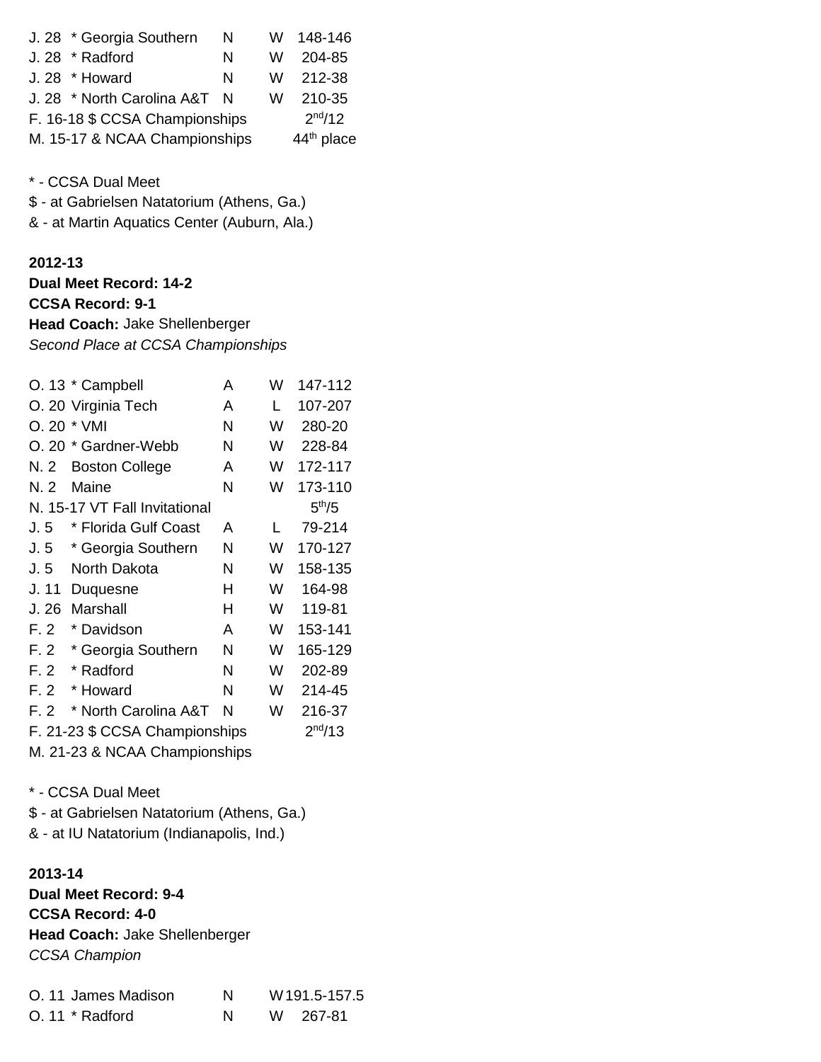| | | | | |
|---|---|---|---|---|
| J. 28 | * Georgia Southern | N | W | 148-146 |
| J. 28 | * Radford | N | W | 204-85 |
| J. 28 | * Howard | N | W | 212-38 |
| J. 28 | * North Carolina A&T | N | W | 210-35 |
| F. 16-18 | $ CCSA Championships | | | 2nd/12 |
| M. 15-17 | & NCAA Championships | | | 44th place |

\* - CCSA Dual Meet
$ - at Gabrielsen Natatorium (Athens, Ga.)
& - at Martin Aquatics Center (Auburn, Ala.)

**2012-13**
**Dual Meet Record: 14-2**
**CCSA Record: 9-1**
**Head Coach:** Jake Shellenberger
*Second Place at CCSA Championships*

| | | | | |
|---|---|---|---|---|
| O. 13 | * Campbell | A | W | 147-112 |
| O. 20 | Virginia Tech | A | L | 107-207 |
| O. 20 | * VMI | N | W | 280-20 |
| O. 20 | * Gardner-Webb | N | W | 228-84 |
| N. 2 | Boston College | A | W | 172-117 |
| N. 2 | Maine | N | W | 173-110 |
| N. 15-17 | VT Fall Invitational | | | 5th/5 |
| J. 5 | * Florida Gulf Coast | A | L | 79-214 |
| J. 5 | * Georgia Southern | N | W | 170-127 |
| J. 5 | North Dakota | N | W | 158-135 |
| J. 11 | Duquesne | H | W | 164-98 |
| J. 26 | Marshall | H | W | 119-81 |
| F. 2 | * Davidson | A | W | 153-141 |
| F. 2 | * Georgia Southern | N | W | 165-129 |
| F. 2 | * Radford | N | W | 202-89 |
| F. 2 | * Howard | N | W | 214-45 |
| F. 2 | * North Carolina A&T | N | W | 216-37 |
| F. 21-23 | $ CCSA Championships | | | 2nd/13 |
| M. 21-23 | & NCAA Championships | | | |

\* - CCSA Dual Meet
$ - at Gabrielsen Natatorium (Athens, Ga.)
& - at IU Natatorium (Indianapolis, Ind.)

**2013-14**
**Dual Meet Record: 9-4**
**CCSA Record: 4-0**
**Head Coach:** Jake Shellenberger
*CCSA Champion*

| | | | | |
|---|---|---|---|---|
| O. 11 | James Madison | N | W | 191.5-157.5 |
| O. 11 | * Radford | N | W | 267-81 |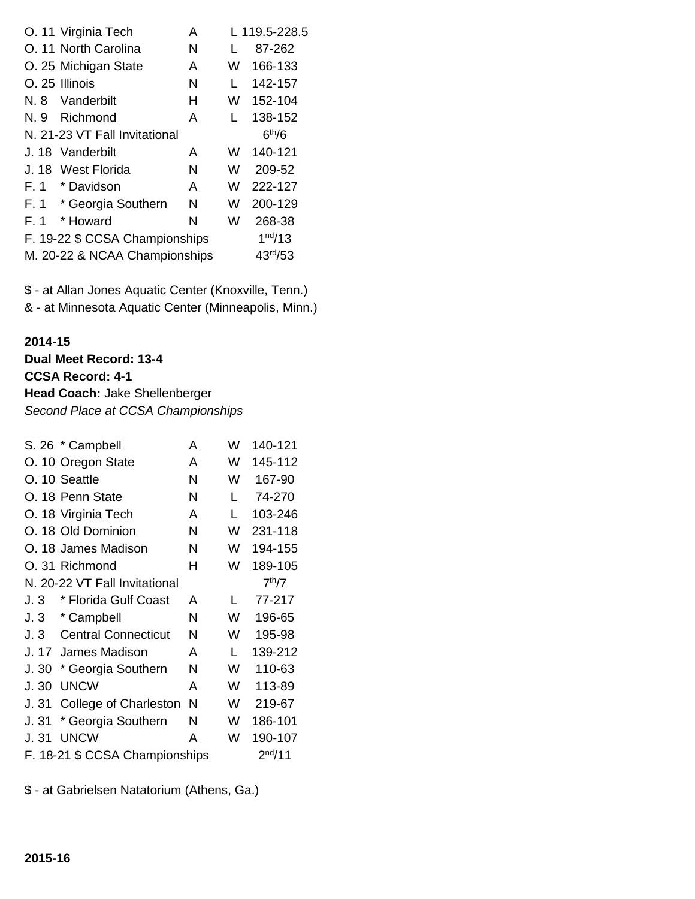| | | | | |
|---|---|---|---|---|
| O. 11 | Virginia Tech | A | L | 119.5-228.5 |
| O. 11 | North Carolina | N | L | 87-262 |
| O. 25 | Michigan State | A | W | 166-133 |
| O. 25 | Illinois | N | L | 142-157 |
| N. 8 | Vanderbilt | H | W | 152-104 |
| N. 9 | Richmond | A | L | 138-152 |
| N. 21-23 | VT Fall Invitational | | | 6th/6 |
| J. 18 | Vanderbilt | A | W | 140-121 |
| J. 18 | West Florida | N | W | 209-52 |
| F. 1 | * Davidson | A | W | 222-127 |
| F. 1 | * Georgia Southern | N | W | 200-129 |
| F. 1 | * Howard | N | W | 268-38 |
| F. 19-22 | $ CCSA Championships | | | 1nd/13 |
| M. 20-22 | & NCAA Championships | | | 43rd/53 |

$ - at Allan Jones Aquatic Center (Knoxville, Tenn.)
& - at Minnesota Aquatic Center (Minneapolis, Minn.)

**2014-15**
**Dual Meet Record: 13-4**
**CCSA Record: 4-1**
**Head Coach:** Jake Shellenberger
*Second Place at CCSA Championships*

| | | | | |
|---|---|---|---|---|
| S. 26 | * Campbell | A | W | 140-121 |
| O. 10 | Oregon State | A | W | 145-112 |
| O. 10 | Seattle | N | W | 167-90 |
| O. 18 | Penn State | N | L | 74-270 |
| O. 18 | Virginia Tech | A | L | 103-246 |
| O. 18 | Old Dominion | N | W | 231-118 |
| O. 18 | James Madison | N | W | 194-155 |
| O. 31 | Richmond | H | W | 189-105 |
| N. 20-22 | VT Fall Invitational | | | 7th/7 |
| J. 3 | * Florida Gulf Coast | A | L | 77-217 |
| J. 3 | * Campbell | N | W | 196-65 |
| J. 3 | Central Connecticut | N | W | 195-98 |
| J. 17 | James Madison | A | L | 139-212 |
| J. 30 | * Georgia Southern | N | W | 110-63 |
| J. 30 | UNCW | A | W | 113-89 |
| J. 31 | College of Charleston | N | W | 219-67 |
| J. 31 | * Georgia Southern | N | W | 186-101 |
| J. 31 | UNCW | A | W | 190-107 |
| F. 18-21 | $ CCSA Championships | | | 2nd/11 |

$ - at Gabrielsen Natatorium (Athens, Ga.)

**2015-16**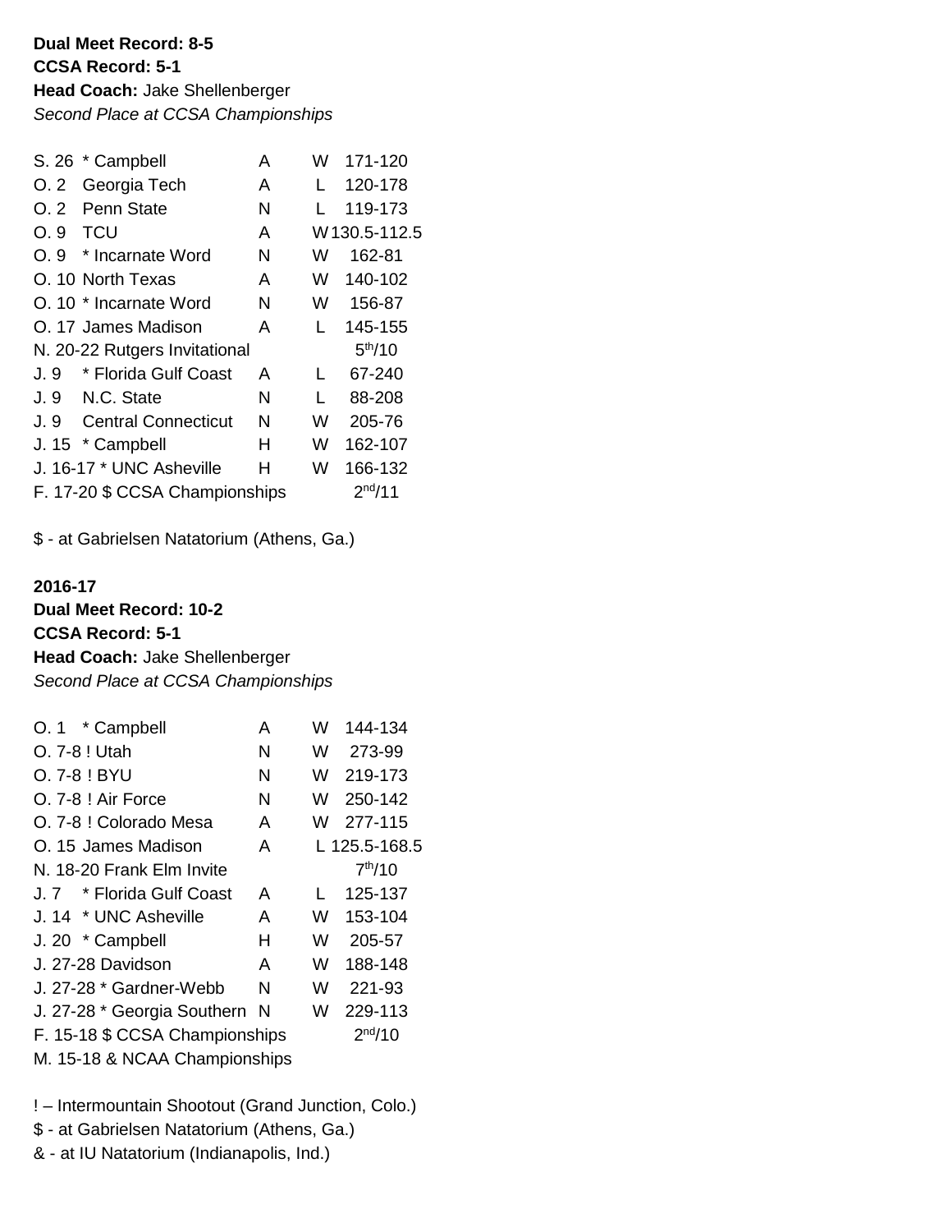**Dual Meet Record: 8-5**
**CCSA Record: 5-1**
**Head Coach:** Jake Shellenberger
*Second Place at CCSA Championships*

| Date | Opponent | Site | Result | Score |
|---|---|---|---|---|
| S. 26 | * Campbell | A | W | 171-120 |
| O. 2 | Georgia Tech | A | L | 120-178 |
| O. 2 | Penn State | N | L | 119-173 |
| O. 9 | TCU | A | W | 130.5-112.5 |
| O. 9 | * Incarnate Word | N | W | 162-81 |
| O. 10 | North Texas | A | W | 140-102 |
| O. 10 | * Incarnate Word | N | W | 156-87 |
| O. 17 | James Madison | A | L | 145-155 |
| N. 20-22 | Rutgers Invitational | | | 5th/10 |
| J. 9 | * Florida Gulf Coast | A | L | 67-240 |
| J. 9 | N.C. State | N | L | 88-208 |
| J. 9 | Central Connecticut | N | W | 205-76 |
| J. 15 | * Campbell | H | W | 162-107 |
| J. 16-17 | * UNC Asheville | H | W | 166-132 |
| F. 17-20 | $ CCSA Championships | | | 2nd/11 |

$ - at Gabrielsen Natatorium (Athens, Ga.)

**2016-17**
**Dual Meet Record: 10-2**
**CCSA Record: 5-1**
**Head Coach:** Jake Shellenberger
*Second Place at CCSA Championships*

| Date | Opponent | Site | Result | Score |
|---|---|---|---|---|
| O. 1 | * Campbell | A | W | 144-134 |
| O. 7-8 | ! Utah | N | W | 273-99 |
| O. 7-8 | ! BYU | N | W | 219-173 |
| O. 7-8 | ! Air Force | N | W | 250-142 |
| O. 7-8 | ! Colorado Mesa | A | W | 277-115 |
| O. 15 | James Madison | A | L | 125.5-168.5 |
| N. 18-20 | Frank Elm Invite | | | 7th/10 |
| J. 7 | * Florida Gulf Coast | A | L | 125-137 |
| J. 14 | * UNC Asheville | A | W | 153-104 |
| J. 20 | * Campbell | H | W | 205-57 |
| J. 27-28 | Davidson | A | W | 188-148 |
| J. 27-28 | * Gardner-Webb | N | W | 221-93 |
| J. 27-28 | * Georgia Southern | N | W | 229-113 |
| F. 15-18 | $ CCSA Championships | | | 2nd/10 |
| M. 15-18 | & NCAA Championships | | | |

! – Intermountain Shootout (Grand Junction, Colo.)
$ - at Gabrielsen Natatorium (Athens, Ga.)
& - at IU Natatorium (Indianapolis, Ind.)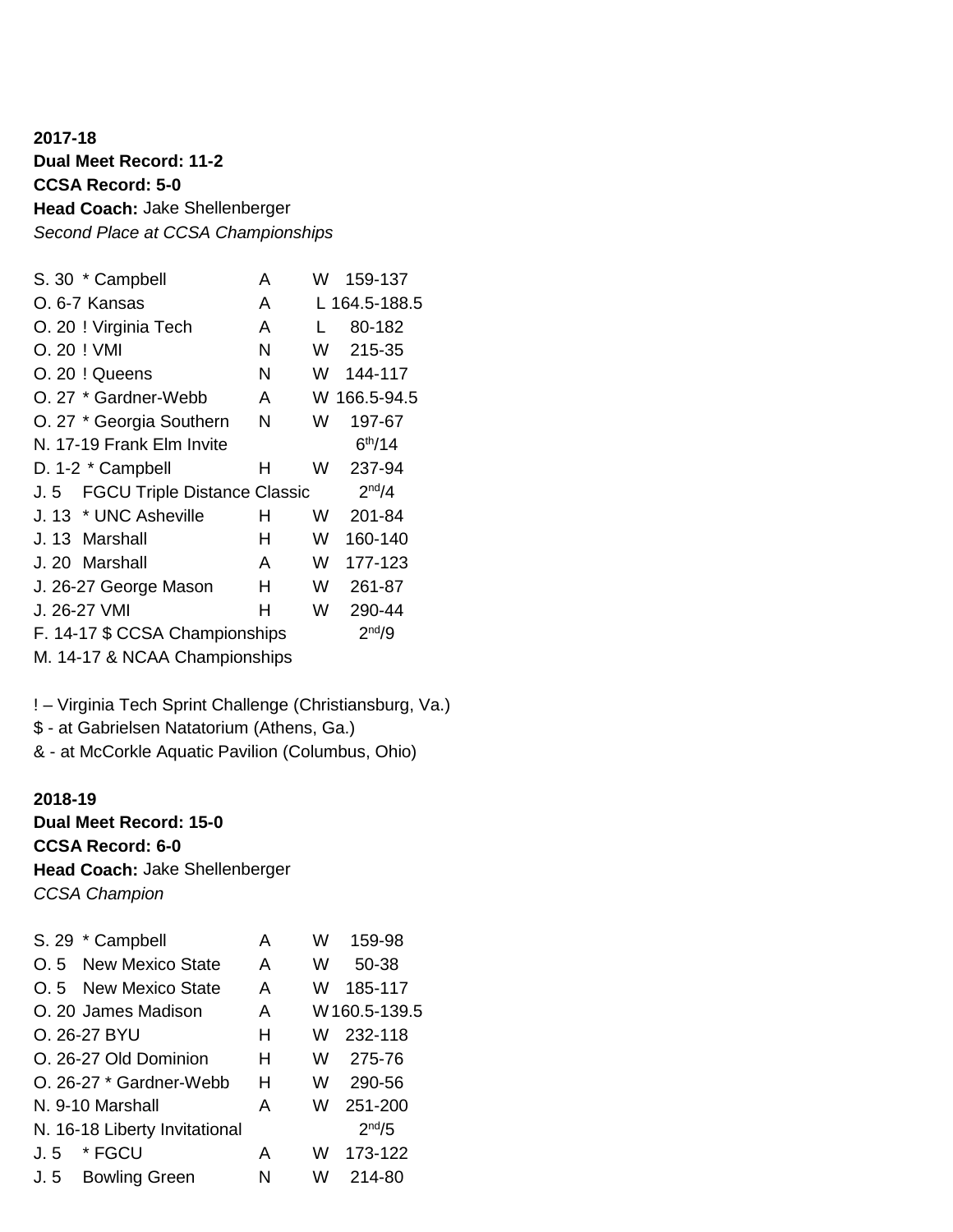**2017-18**
**Dual Meet Record: 11-2**
**CCSA Record: 5-0**
**Head Coach:** Jake Shellenberger
*Second Place at CCSA Championships*

| Date | Opponent | Site | Result | Score |
|---|---|---|---|---|
| S. 30 | * Campbell | A | W | 159-137 |
| O. 6-7 | Kansas | A | L | 164.5-188.5 |
| O. 20 | ! Virginia Tech | A | L | 80-182 |
| O. 20 | ! VMI | N | W | 215-35 |
| O. 20 | ! Queens | N | W | 144-117 |
| O. 27 | * Gardner-Webb | A | W | 166.5-94.5 |
| O. 27 | * Georgia Southern | N | W | 197-67 |
| N. 17-19 | Frank Elm Invite | | | 6th/14 |
| D. 1-2 | * Campbell | H | W | 237-94 |
| J. 5 | FGCU Triple Distance Classic | | | 2nd/4 |
| J. 13 | * UNC Asheville | H | W | 201-84 |
| J. 13 | Marshall | H | W | 160-140 |
| J. 20 | Marshall | A | W | 177-123 |
| J. 26-27 | George Mason | H | W | 261-87 |
| J. 26-27 | VMI | H | W | 290-44 |
| F. 14-17 | $ CCSA Championships | | | 2nd/9 |
| M. 14-17 | & NCAA Championships | | | |

! – Virginia Tech Sprint Challenge (Christiansburg, Va.)
$ - at Gabrielsen Natatorium (Athens, Ga.)
& - at McCorkle Aquatic Pavilion (Columbus, Ohio)

**2018-19**
**Dual Meet Record: 15-0**
**CCSA Record: 6-0**
**Head Coach:** Jake Shellenberger
*CCSA Champion*

| Date | Opponent | Site | Result | Score |
|---|---|---|---|---|
| S. 29 | * Campbell | A | W | 159-98 |
| O. 5 | New Mexico State | A | W | 50-38 |
| O. 5 | New Mexico State | A | W | 185-117 |
| O. 20 | James Madison | A | W | 160.5-139.5 |
| O. 26-27 | BYU | H | W | 232-118 |
| O. 26-27 | Old Dominion | H | W | 275-76 |
| O. 26-27 | * Gardner-Webb | H | W | 290-56 |
| N. 9-10 | Marshall | A | W | 251-200 |
| N. 16-18 | Liberty Invitational | | | 2nd/5 |
| J. 5 | * FGCU | A | W | 173-122 |
| J. 5 | Bowling Green | N | W | 214-80 |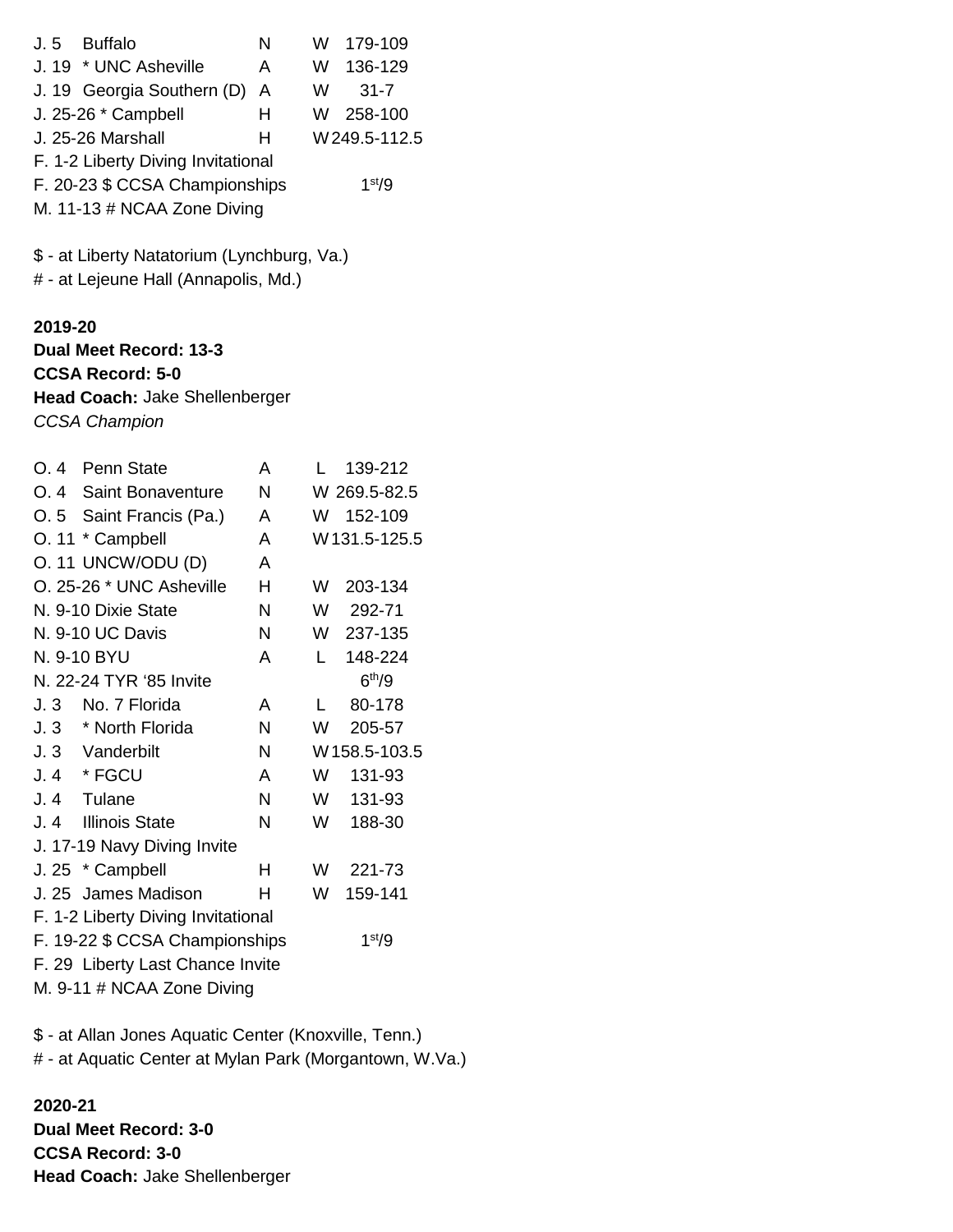| | | | |
|---|---|---|---|
| J. 5 Buffalo | N | W | 179-109 |
| J. 19 * UNC Asheville | A | W | 136-129 |
| J. 19 Georgia Southern (D) | A | W | 31-7 |
| J. 25-26 * Campbell | H | W | 258-100 |
| J. 25-26 Marshall | H | W | 249.5-112.5 |
| F. 1-2 Liberty Diving Invitational | | | |
| F. 20-23 $ CCSA Championships | | | 1st/9 |
| M. 11-13 # NCAA Zone Diving | | | |

$ - at Liberty Natatorium (Lynchburg, Va.)
# - at Lejeune Hall (Annapolis, Md.)

**2019-20**
**Dual Meet Record: 13-3**
**CCSA Record: 5-0**
**Head Coach:** Jake Shellenberger
*CCSA Champion*

| | | | |
|---|---|---|---|
| O. 4 Penn State | A | L | 139-212 |
| O. 4 Saint Bonaventure | N | W | 269.5-82.5 |
| O. 5 Saint Francis (Pa.) | A | W | 152-109 |
| O. 11 * Campbell | A | W | 131.5-125.5 |
| O. 11 UNCW/ODU (D) | A | | |
| O. 25-26 * UNC Asheville | H | W | 203-134 |
| N. 9-10 Dixie State | N | W | 292-71 |
| N. 9-10 UC Davis | N | W | 237-135 |
| N. 9-10 BYU | A | L | 148-224 |
| N. 22-24 TYR '85 Invite | | | 6th/9 |
| J. 3 No. 7 Florida | A | L | 80-178 |
| J. 3 * North Florida | N | W | 205-57 |
| J. 3 Vanderbilt | N | W | 158.5-103.5 |
| J. 4 * FGCU | A | W | 131-93 |
| J. 4 Tulane | N | W | 131-93 |
| J. 4 Illinois State | N | W | 188-30 |
| J. 17-19 Navy Diving Invite | | | |
| J. 25 * Campbell | H | W | 221-73 |
| J. 25 James Madison | H | W | 159-141 |
| F. 1-2 Liberty Diving Invitational | | | |
| F. 19-22 $ CCSA Championships | | | 1st/9 |
| F. 29 Liberty Last Chance Invite | | | |
| M. 9-11 # NCAA Zone Diving | | | |

$ - at Allan Jones Aquatic Center (Knoxville, Tenn.)
# - at Aquatic Center at Mylan Park (Morgantown, W.Va.)

**2020-21**
**Dual Meet Record: 3-0**
**CCSA Record: 3-0**
**Head Coach:** Jake Shellenberger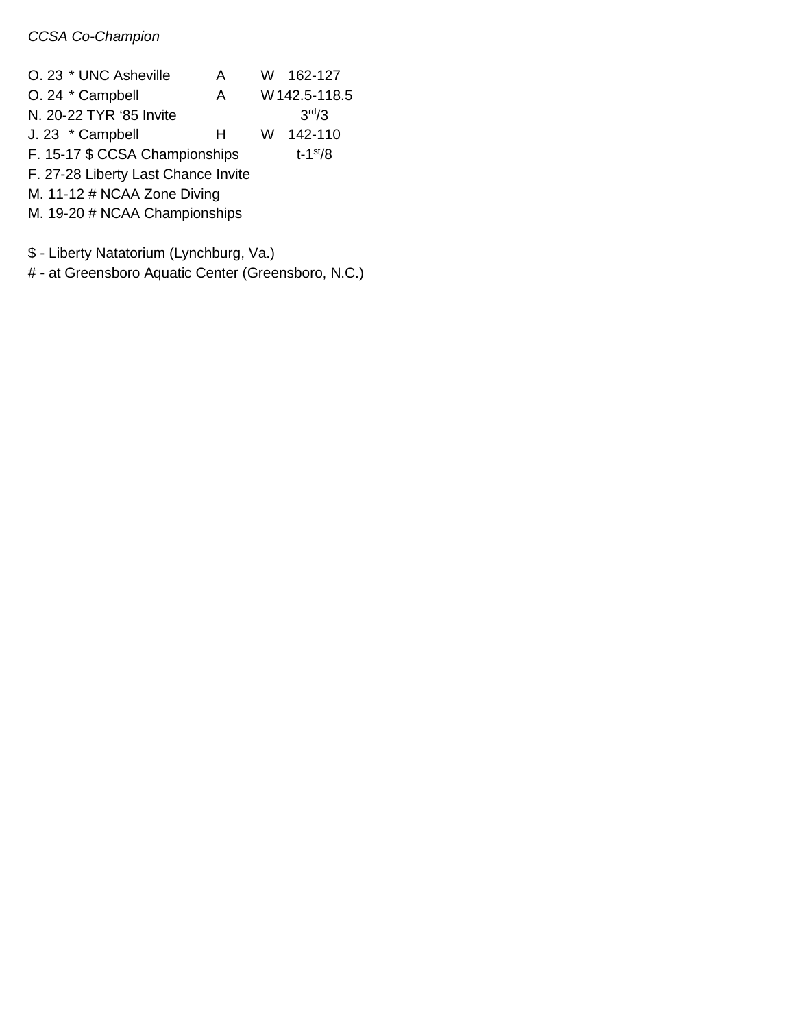*CCSA Co-Champion*

| | | | |
|---|---|---|---|
| O. 23 * UNC Asheville | A | W | 162-127 |
| O. 24 * Campbell | A | W | 142.5-118.5 |
| N. 20-22 TYR ‘85 Invite | | | 3rd/3 |
| J. 23 * Campbell | H | W | 142-110 |
| F. 15-17 $ CCSA Championships | | | t-1st/8 |
| F. 27-28 Liberty Last Chance Invite | | | |
| M. 11-12 # NCAA Zone Diving | | | |
| M. 19-20 # NCAA Championships | | | |

$ - Liberty Natatorium (Lynchburg, Va.)

# - at Greensboro Aquatic Center (Greensboro, N.C.)